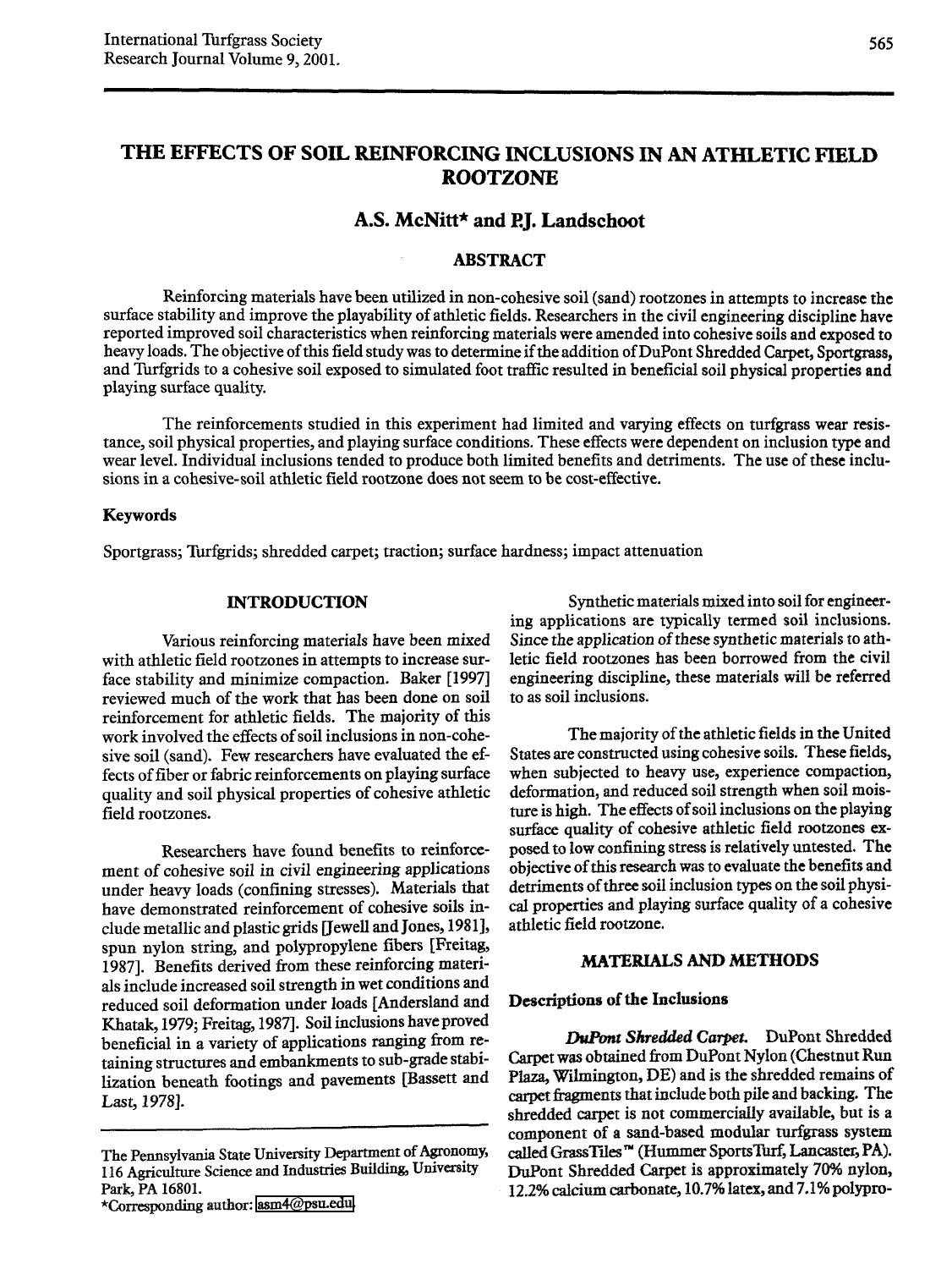# THE EFFECTS OF SOIL REINFORCING INCLUSIONS IN AN ATHLETIC FIELD ROOTZONE

**A.S. McNitt\* and P.J. Landschoot**

## ABSTRACT

Reinforcing materials have been utilized in non-cohesive soil (sand) rootzones in attempts to increase the surface stability and improve the playability of athletic fields. Researchers in the civil engineering discipline have reported improved soil characteristics when reinforcing materials were amended into cohesive soils and exposed to heavy loads. The objective of this field study was to determine if the addition of DuPont Shredded Carpet, Sportgrass, and Turfgrids to a cohesive soil exposed to simulated foot traffic resulted in beneficial soil physical properties and playing surface quality.

The reinforcements studied in this experiment had limited and varying effects on turfgrass wear resistance, soil physical properties, and playing surface conditions. These effects were dependent on inclusion type and wear level. Individual inclusions tended to produce both limited benefits and detriments. The use of these inclusions in a cohesive-soil athletic field rootzone does not seem to be cost-effective.

### Keywords

Sportgrass; Turfgrids; shredded carpet; traction; surface hardness; impact attenuation

## INTRODUCTION

Various reinforcing materials have been mixed with athletic field rootzones in attempts to increase surface stability and minimize compaction. Baker [1997] reviewed much of the work that has been done on soil reinforcement for athletic fields. The majority of this work involved the effects of soil inclusions in non-cohesive soil (sand). Few researchers have evaluated the effects of fiber or fabric reinforcements on playing surface quality and soil physical properties of cohesive athletic field rootzones.

Researchers have found benefits to reinforcement of cohesive soil in civil engineering applications under heavy loads (confining stresses). Materials that have demonstrated reinforcement of cohesive soils include metallic and plastic grids [Jewell and Jones, 1981], spun nylon string, and polypropylene fibers [Freitag, 1987]. Benefits derived from these reinforcing materials include increased soil strength in wet conditions and reduced soil deformation under loads [Andersland and Khatak, 1979; Freitag, 1987]. Soil inclusions have proved beneficial in a variety of applications ranging from retaining structures and embankments to sub-grade stabilization beneath footings and pavements [Bassett and Last, 1978].

Synthetic materials mixed into soil for engineering applications are typically termed soil inclusions. Since the application of these synthetic materials to athletic field rootzones has been borrowed from the civil engineering discipline, these materials will be referred to as soil inclusions.

The majority of the athletic fields in the United States are constructed using cohesive soils. These fields, when subjected to heavy use, experience compaction, deformation, and reduced soil strength when soil moisture is high. The effects of soil inclusions on the playing surface quality of cohesive athletic field rootzones exposed to low confining stress is relatively untested. The objective of this research was to evaluate the benefits and detriments of three soil inclusion types on the soil physical properties and playing surface quality of a cohesive athletic field rootzone.

## MATERIALS AND METHODS

### Descriptions of the Inclusions

***DuPont Shredded Carpet.*** DuPont Shredded Carpet was obtained from DuPont Nylon (Chestnut Run Plaza, Wilmington, DE) and is the shredded remains of carpet fragments that include both pile and backing. The shredded carpet is not commercially available, but is a component of a sand-based modular turfgrass system called GrassTiles™ (Hummer SportsTurf, Lancaster, PA). DuPont Shredded Carpet is approximately 70% nylon, 12.2% calcium carbonate, 10.7% latex, and 7.1% polypro-

---

The Pennsylvania State University Department of Agronomy, 116 Agriculture Science and Industries Building, University Park, PA 16801.

\*Corresponding author: asm4@psu.edu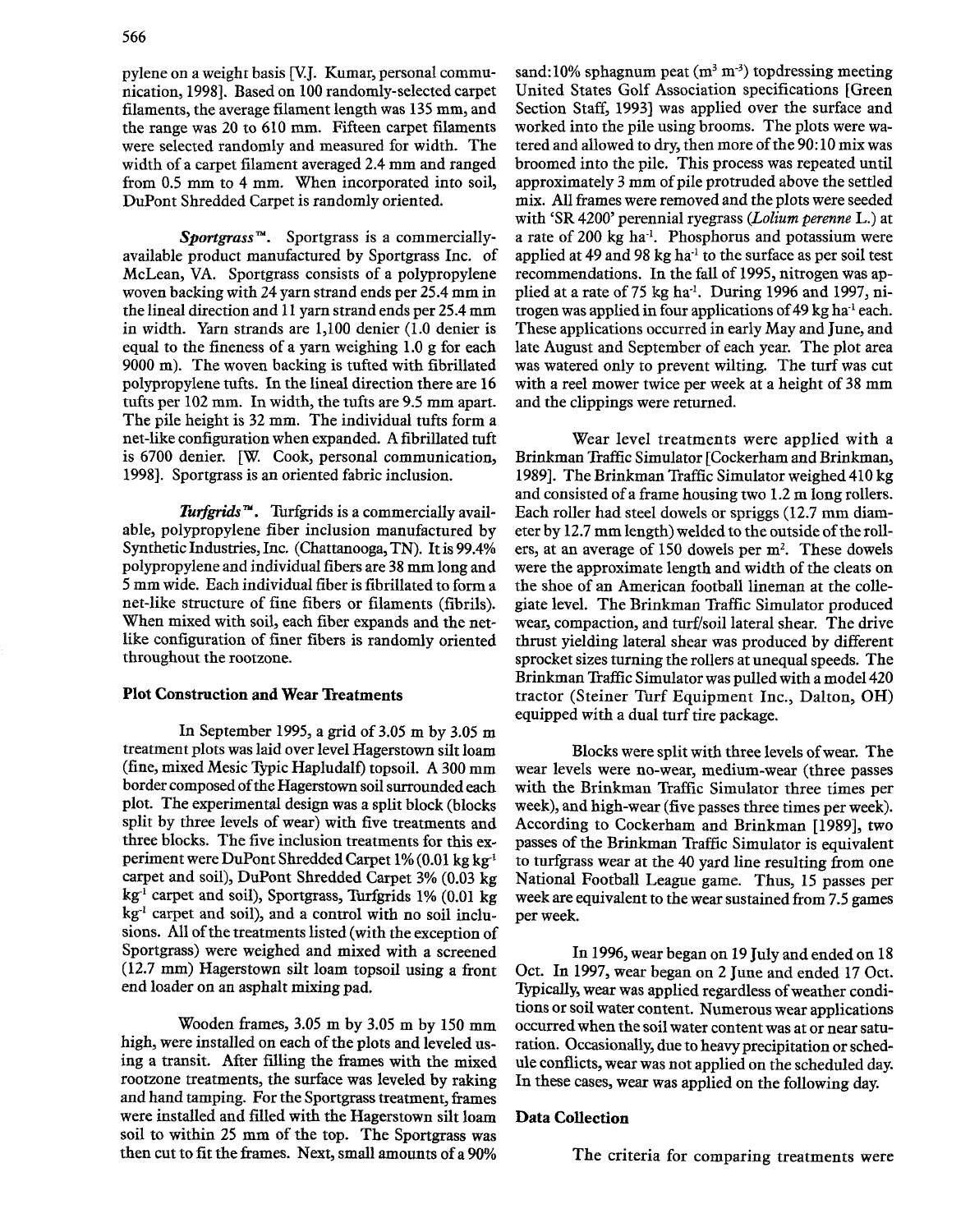pylene on a weight basis [V.J. Kumar, personal communication, 1998]. Based on 100 randomly-selected carpet filaments, the average filament length was 135 mm, and the range was 20 to 610 mm. Fifteen carpet filaments were selected randomly and measured for width. The width of a carpet filament averaged 2.4 mm and ranged from 0.5 mm to 4 mm. When incorporated into soil, DuPont Shredded Carpet is randomly oriented.

***Sportgrass™***. Sportgrass is a commercially-available product manufactured by Sportgrass Inc. of McLean, VA. Sportgrass consists of a polypropylene woven backing with 24 yarn strand ends per 25.4 mm in the lineal direction and 11 yarn strand ends per 25.4 mm in width. Yarn strands are 1,100 denier (1.0 denier is equal to the fineness of a yarn weighing 1.0 g for each 9000 m). The woven backing is tufted with fibrillated polypropylene tufts. In the lineal direction there are 16 tufts per 102 mm. In width, the tufts are 9.5 mm apart. The pile height is 32 mm. The individual tufts form a net-like configuration when expanded. A fibrillated tuft is 6700 denier. [W. Cook, personal communication, 1998]. Sportgrass is an oriented fabric inclusion.

***Turfgrids™***. Turfgrids is a commercially available, polypropylene fiber inclusion manufactured by Synthetic Industries, Inc. (Chattanooga, TN). It is 99.4% polypropylene and individual fibers are 38 mm long and 5 mm wide. Each individual fiber is fibrillated to form a net-like structure of fine fibers or filaments (fibrils). When mixed with soil, each fiber expands and the net-like configuration of finer fibers is randomly oriented throughout the rootzone.

### Plot Construction and Wear Treatments

In September 1995, a grid of 3.05 m by 3.05 m treatment plots was laid over level Hagerstown silt loam (fine, mixed Mesic Typic Hapludalf) topsoil. A 300 mm border composed of the Hagerstown soil surrounded each plot. The experimental design was a split block (blocks split by three levels of wear) with five treatments and three blocks. The five inclusion treatments for this experiment were DuPont Shredded Carpet 1% (0.01 kg kg$^{-1}$ carpet and soil), DuPont Shredded Carpet 3% (0.03 kg kg$^{-1}$ carpet and soil), Sportgrass, Turfgrids 1% (0.01 kg kg$^{-1}$ carpet and soil), and a control with no soil inclusions. All of the treatments listed (with the exception of Sportgrass) were weighed and mixed with a screened (12.7 mm) Hagerstown silt loam topsoil using a front end loader on an asphalt mixing pad.

Wooden frames, 3.05 m by 3.05 m by 150 mm high, were installed on each of the plots and leveled using a transit. After filling the frames with the mixed rootzone treatments, the surface was leveled by raking and hand tamping. For the Sportgrass treatment, frames were installed and filled with the Hagerstown silt loam soil to within 25 mm of the top. The Sportgrass was then cut to fit the frames. Next, small amounts of a 90% sand:10% sphagnum peat (m$^3$ m$^{-3}$) topdressing meeting United States Golf Association specifications [Green Section Staff, 1993] was applied over the surface and worked into the pile using brooms. The plots were watered and allowed to dry, then more of the 90:10 mix was broomed into the pile. This process was repeated until approximately 3 mm of pile protruded above the settled mix. All frames were removed and the plots were seeded with 'SR 4200' perennial ryegrass (*Lolium perenne* L.) at a rate of 200 kg ha$^{-1}$. Phosphorus and potassium were applied at 49 and 98 kg ha$^{-1}$ to the surface as per soil test recommendations. In the fall of 1995, nitrogen was applied at a rate of 75 kg ha$^{-1}$. During 1996 and 1997, nitrogen was applied in four applications of 49 kg ha$^{-1}$ each. These applications occurred in early May and June, and late August and September of each year. The plot area was watered only to prevent wilting. The turf was cut with a reel mower twice per week at a height of 38 mm and the clippings were returned.

Wear level treatments were applied with a Brinkman Traffic Simulator [Cockerham and Brinkman, 1989]. The Brinkman Traffic Simulator weighed 410 kg and consisted of a frame housing two 1.2 m long rollers. Each roller had steel dowels or spriggs (12.7 mm diameter by 12.7 mm length) welded to the outside of the rollers, at an average of 150 dowels per m$^2$. These dowels were the approximate length and width of the cleats on the shoe of an American football lineman at the collegiate level. The Brinkman Traffic Simulator produced wear, compaction, and turf/soil lateral shear. The drive thrust yielding lateral shear was produced by different sprocket sizes turning the rollers at unequal speeds. The Brinkman Traffic Simulator was pulled with a model 420 tractor (Steiner Turf Equipment Inc., Dalton, OH) equipped with a dual turf tire package.

Blocks were split with three levels of wear. The wear levels were no-wear, medium-wear (three passes with the Brinkman Traffic Simulator three times per week), and high-wear (five passes three times per week). According to Cockerham and Brinkman [1989], two passes of the Brinkman Traffic Simulator is equivalent to turfgrass wear at the 40 yard line resulting from one National Football League game. Thus, 15 passes per week are equivalent to the wear sustained from 7.5 games per week.

In 1996, wear began on 19 July and ended on 18 Oct. In 1997, wear began on 2 June and ended 17 Oct. Typically, wear was applied regardless of weather conditions or soil water content. Numerous wear applications occurred when the soil water content was at or near saturation. Occasionally, due to heavy precipitation or schedule conflicts, wear was not applied on the scheduled day. In these cases, wear was applied on the following day.

### Data Collection

The criteria for comparing treatments were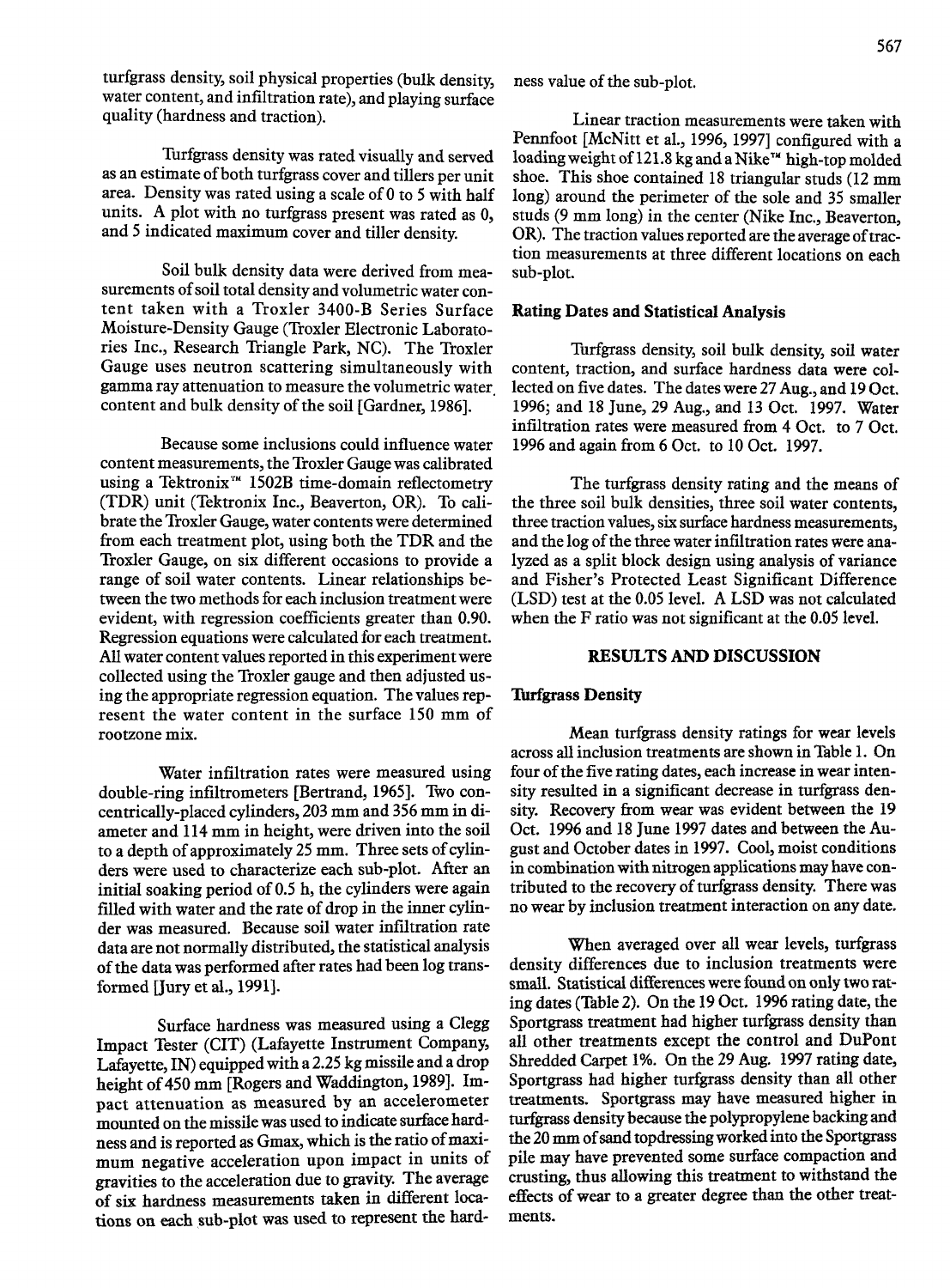turfgrass density, soil physical properties (bulk density, water content, and infiltration rate), and playing surface quality (hardness and traction).

Turfgrass density was rated visually and served as an estimate of both turfgrass cover and tillers per unit area. Density was rated using a scale of 0 to 5 with half units. A plot with no turfgrass present was rated as 0, and 5 indicated maximum cover and tiller density.

Soil bulk density data were derived from measurements of soil total density and volumetric water content taken with a Troxler 3400-B Series Surface Moisture-Density Gauge (Troxler Electronic Laboratories Inc., Research Triangle Park, NC). The Troxler Gauge uses neutron scattering simultaneously with gamma ray attenuation to measure the volumetric water content and bulk density of the soil [Gardner, 1986].

Because some inclusions could influence water content measurements, the Troxler Gauge was calibrated using a Tektronix™ 1502B time-domain reflectometry (TDR) unit (Tektronix Inc., Beaverton, OR). To calibrate the Troxler Gauge, water contents were determined from each treatment plot, using both the TDR and the Troxler Gauge, on six different occasions to provide a range of soil water contents. Linear relationships between the two methods for each inclusion treatment were evident, with regression coefficients greater than 0.90. Regression equations were calculated for each treatment. All water content values reported in this experiment were collected using the Troxler gauge and then adjusted using the appropriate regression equation. The values represent the water content in the surface 150 mm of rootzone mix.

Water infiltration rates were measured using double-ring infiltrometers [Bertrand, 1965]. Two concentrically-placed cylinders, 203 mm and 356 mm in diameter and 114 mm in height, were driven into the soil to a depth of approximately 25 mm. Three sets of cylinders were used to characterize each sub-plot. After an initial soaking period of 0.5 h, the cylinders were again filled with water and the rate of drop in the inner cylinder was measured. Because soil water infiltration rate data are not normally distributed, the statistical analysis of the data was performed after rates had been log transformed [Jury et al., 1991].

Surface hardness was measured using a Clegg Impact Tester (CIT) (Lafayette Instrument Company, Lafayette, IN) equipped with a 2.25 kg missile and a drop height of 450 mm [Rogers and Waddington, 1989]. Impact attenuation as measured by an accelerometer mounted on the missile was used to indicate surface hardness and is reported as Gmax, which is the ratio of maximum negative acceleration upon impact in units of gravities to the acceleration due to gravity. The average of six hardness measurements taken in different locations on each sub-plot was used to represent the hardness value of the sub-plot.

Linear traction measurements were taken with Pennfoot [McNitt et al., 1996, 1997] configured with a loading weight of 121.8 kg and a Nike™ high-top molded shoe. This shoe contained 18 triangular studs (12 mm long) around the perimeter of the sole and 35 smaller studs (9 mm long) in the center (Nike Inc., Beaverton, OR). The traction values reported are the average of traction measurements at three different locations on each sub-plot.

### Rating Dates and Statistical Analysis

Turfgrass density, soil bulk density, soil water content, traction, and surface hardness data were collected on five dates. The dates were 27 Aug., and 19 Oct. 1996; and 18 June, 29 Aug., and 13 Oct. 1997. Water infiltration rates were measured from 4 Oct. to 7 Oct. 1996 and again from 6 Oct. to 10 Oct. 1997.

The turfgrass density rating and the means of the three soil bulk densities, three soil water contents, three traction values, six surface hardness measurements, and the log of the three water infiltration rates were analyzed as a split block design using analysis of variance and Fisher's Protected Least Significant Difference (LSD) test at the 0.05 level. A LSD was not calculated when the F ratio was not significant at the 0.05 level.

## RESULTS AND DISCUSSION

### Turfgrass Density

Mean turfgrass density ratings for wear levels across all inclusion treatments are shown in Table 1. On four of the five rating dates, each increase in wear intensity resulted in a significant decrease in turfgrass density. Recovery from wear was evident between the 19 Oct. 1996 and 18 June 1997 dates and between the August and October dates in 1997. Cool, moist conditions in combination with nitrogen applications may have contributed to the recovery of turfgrass density. There was no wear by inclusion treatment interaction on any date.

When averaged over all wear levels, turfgrass density differences due to inclusion treatments were small. Statistical differences were found on only two rating dates (Table 2). On the 19 Oct. 1996 rating date, the Sportgrass treatment had higher turfgrass density than all other treatments except the control and DuPont Shredded Carpet 1%. On the 29 Aug. 1997 rating date, Sportgrass had higher turfgrass density than all other treatments. Sportgrass may have measured higher in turfgrass density because the polypropylene backing and the 20 mm of sand topdressing worked into the Sportgrass pile may have prevented some surface compaction and crusting, thus allowing this treatment to withstand the effects of wear to a greater degree than the other treatments.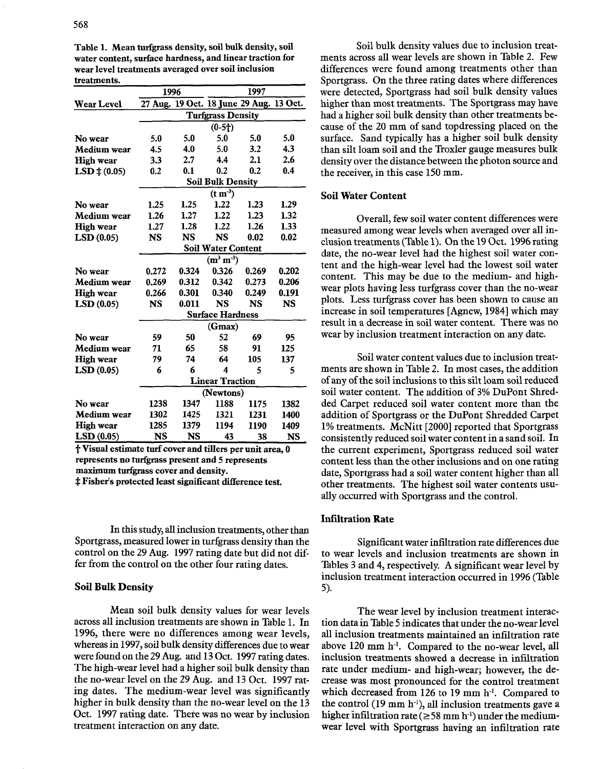Table 1. Mean turfgrass density, soil bulk density, soil water content, surface hardness, and linear traction for wear level treatments averaged over soil inclusion treatments.

| | 1996 | | 1997 | | |
|---|---|---|---|---|---|
| Wear Level | 27 Aug. | 19 Oct. | 18 June | 29 Aug. | 13 Oct. |
| | Turfgrass Density (0-5†) | | | | |
| No wear | 5.0 | 5.0 | 5.0 | 5.0 | 5.0 |
| Medium wear | 4.5 | 4.0 | 5.0 | 3.2 | 4.3 |
| High wear | 3.3 | 2.7 | 4.4 | 2.1 | 2.6 |
| LSD ‡ (0.05) | 0.2 | 0.1 | 0.2 | 0.2 | 0.4 |
| | Soil Bulk Density ($t\ m^{-3}$) | | | | |
| No wear | 1.25 | 1.25 | 1.22 | 1.23 | 1.29 |
| Medium wear | 1.26 | 1.27 | 1.22 | 1.23 | 1.32 |
| High wear | 1.27 | 1.28 | 1.22 | 1.26 | 1.33 |
| LSD (0.05) | NS | NS | NS | 0.02 | 0.02 |
| | Soil Water Content ($m^3\ m^{-3}$) | | | | |
| No wear | 0.272 | 0.324 | 0.326 | 0.269 | 0.202 |
| Medium wear | 0.269 | 0.312 | 0.342 | 0.273 | 0.206 |
| High wear | 0.266 | 0.301 | 0.340 | 0.249 | 0.191 |
| LSD (0.05) | NS | 0.011 | NS | NS | NS |
| | Surface Hardness (Gmax) | | | | |
| No wear | 59 | 50 | 52 | 69 | 95 |
| Medium wear | 71 | 65 | 58 | 91 | 125 |
| High wear | 79 | 74 | 64 | 105 | 137 |
| LSD (0.05) | 6 | 6 | 4 | 5 | 5 |
| | Linear Traction (Newtons) | | | | |
| No wear | 1238 | 1347 | 1188 | 1175 | 1382 |
| Medium wear | 1302 | 1425 | 1321 | 1231 | 1400 |
| High wear | 1285 | 1379 | 1194 | 1190 | 1409 |
| LSD (0.05) | NS | NS | 43 | 38 | NS |

† Visual estimate turf cover and tillers per unit area, 0 represents no turfgrass present and 5 represents maximum turfgrass cover and density.
‡ Fisher's protected least significant difference test.

In this study, all inclusion treatments, other than Sportgrass, measured lower in turfgrass density than the control on the 29 Aug. 1997 rating date but did not differ from the control on the other four rating dates.

## Soil Bulk Density

Mean soil bulk density values for wear levels across all inclusion treatments are shown in Table 1. In 1996, there were no differences among wear levels, whereas in 1997, soil bulk density differences due to wear were found on the 29 Aug. and 13 Oct. 1997 rating dates. The high-wear level had a higher soil bulk density than the no-wear level on the 29 Aug. and 13 Oct. 1997 rating dates. The medium-wear level was significantly higher in bulk density than the no-wear level on the 13 Oct. 1997 rating date. There was no wear by inclusion treatment interaction on any date.

Soil bulk density values due to inclusion treatments across all wear levels are shown in Table 2. Few differences were found among treatments other than Sportgrass. On the three rating dates where differences were detected, Sportgrass had soil bulk density values higher than most treatments. The Sportgrass may have had a higher soil bulk density than other treatments because of the 20 mm of sand topdressing placed on the surface. Sand typically has a higher soil bulk density than silt loam soil and the Troxler gauge measures bulk density over the distance between the photon source and the receiver, in this case 150 mm.

## Soil Water Content

Overall, few soil water content differences were measured among wear levels when averaged over all inclusion treatments (Table 1). On the 19 Oct. 1996 rating date, the no-wear level had the highest soil water content and the high-wear level had the lowest soil water content. This may be due to the medium- and high-wear plots having less turfgrass cover than the no-wear plots. Less turfgrass cover has been shown to cause an increase in soil temperatures [Agnew, 1984] which may result in a decrease in soil water content. There was no wear by inclusion treatment interaction on any date.

Soil water content values due to inclusion treatments are shown in Table 2. In most cases, the addition of any of the soil inclusions to this silt loam soil reduced soil water content. The addition of 3% DuPont Shredded Carpet reduced soil water content more than the addition of Sportgrass or the DuPont Shredded Carpet 1% treatments. McNitt [2000] reported that Sportgrass consistently reduced soil water content in a sand soil. In the current experiment, Sportgrass reduced soil water content less than the other inclusions and on one rating date, Sportgrass had a soil water content higher than all other treatments. The highest soil water contents usually occurred with Sportgrass and the control.

## Infiltration Rate

Significant water infiltration rate differences due to wear levels and inclusion treatments are shown in Tables 3 and 4, respectively. A significant wear level by inclusion treatment interaction occurred in 1996 (Table 5).

The wear level by inclusion treatment interaction data in Table 5 indicates that under the no-wear level all inclusion treatments maintained an infiltration rate above 120 mm $h^{-1}$. Compared to the no-wear level, all inclusion treatments showed a decrease in infiltration rate under medium- and high-wear; however, the decrease was most pronounced for the control treatment which decreased from 126 to 19 mm $h^{-1}$. Compared to the control (19 mm $h^{-1}$), all inclusion treatments gave a higher infiltration rate ($\geq$58 mm $h^{-1}$) under the medium-wear level with Sportgrass having an infiltration rate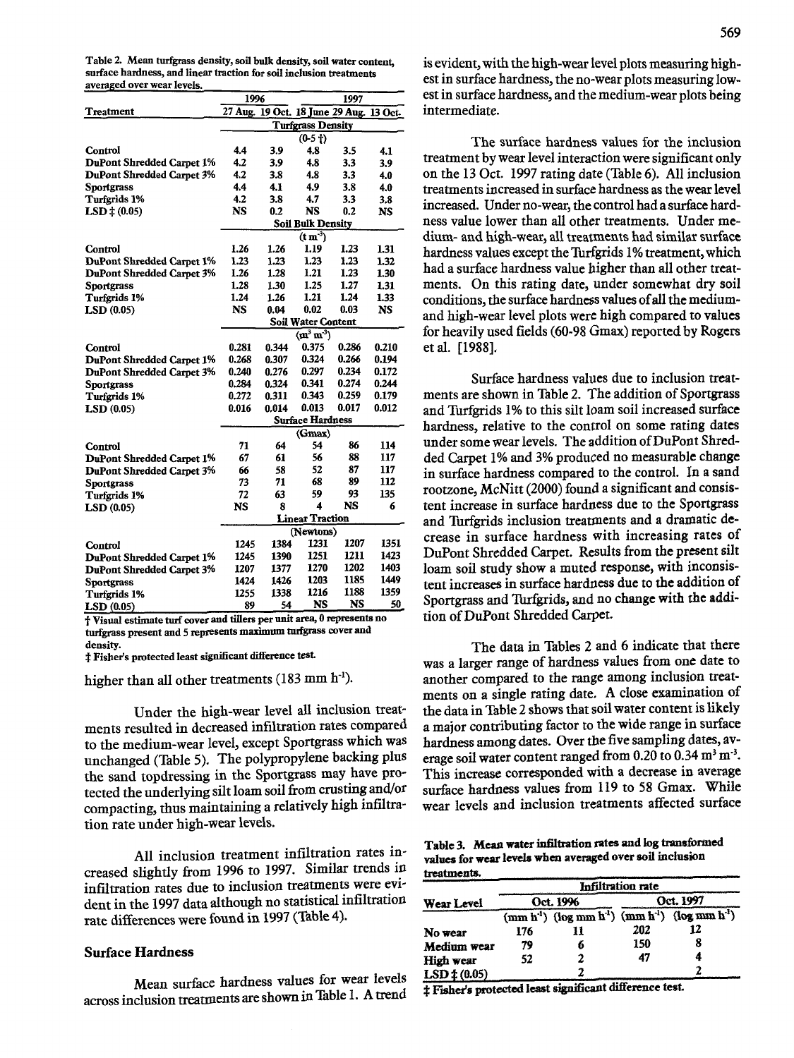Table 2. Mean turfgrass density, soil bulk density, soil water content, surface hardness, and linear traction for soil inclusion treatments averaged over wear levels.

| Treatment | 1996 27 Aug. | 1996 19 Oct. | 1997 18 June | 1997 29 Aug. | 1997 13 Oct. |
|---|---|---|---|---|---|
| | **Turfgrass Density** (0-5 †) | | | | |
| Control | 4.4 | 3.9 | 4.8 | 3.5 | 4.1 |
| DuPont Shredded Carpet 1% | 4.2 | 3.9 | 4.8 | 3.3 | 3.9 |
| DuPont Shredded Carpet 3% | 4.2 | 3.8 | 4.8 | 3.3 | 4.0 |
| Sportgrass | 4.4 | 4.1 | 4.9 | 3.8 | 4.0 |
| Turfgrids 1% | 4.2 | 3.8 | 4.7 | 3.3 | 3.8 |
| LSD ‡ (0.05) | NS | 0.2 | NS | 0.2 | NS |
| | **Soil Bulk Density** ($t\ m^{-3}$) | | | | |
| Control | 1.26 | 1.26 | 1.19 | 1.23 | 1.31 |
| DuPont Shredded Carpet 1% | 1.23 | 1.23 | 1.23 | 1.23 | 1.32 |
| DuPont Shredded Carpet 3% | 1.26 | 1.28 | 1.21 | 1.23 | 1.30 |
| Sportgrass | 1.28 | 1.30 | 1.25 | 1.27 | 1.31 |
| Turfgrids 1% | 1.24 | 1.26 | 1.21 | 1.24 | 1.33 |
| LSD (0.05) | NS | 0.04 | 0.02 | 0.03 | NS |
| | **Soil Water Content** ($m^3\ m^{-3}$) | | | | |
| Control | 0.281 | 0.344 | 0.375 | 0.286 | 0.210 |
| DuPont Shredded Carpet 1% | 0.268 | 0.307 | 0.324 | 0.266 | 0.194 |
| DuPont Shredded Carpet 3% | 0.240 | 0.276 | 0.297 | 0.234 | 0.172 |
| Sportgrass | 0.284 | 0.324 | 0.341 | 0.274 | 0.244 |
| Turfgrids 1% | 0.272 | 0.311 | 0.343 | 0.259 | 0.179 |
| LSD (0.05) | 0.016 | 0.014 | 0.013 | 0.017 | 0.012 |
| | **Surface Hardness** (Gmax) | | | | |
| Control | 71 | 64 | 54 | 86 | 114 |
| DuPont Shredded Carpet 1% | 67 | 61 | 56 | 88 | 117 |
| DuPont Shredded Carpet 3% | 66 | 58 | 52 | 87 | 117 |
| Sportgrass | 73 | 71 | 68 | 89 | 112 |
| Turfgrids 1% | 72 | 63 | 59 | 93 | 135 |
| LSD (0.05) | NS | 8 | 4 | NS | 6 |
| | **Linear Traction** (Newtons) | | | | |
| Control | 1245 | 1384 | 1231 | 1207 | 1351 |
| DuPont Shredded Carpet 1% | 1245 | 1390 | 1251 | 1211 | 1423 |
| DuPont Shredded Carpet 3% | 1207 | 1377 | 1270 | 1202 | 1403 |
| Sportgrass | 1424 | 1426 | 1203 | 1185 | 1449 |
| Turfgrids 1% | 1255 | 1338 | 1216 | 1188 | 1359 |
| LSD (0.05) | 89 | 54 | NS | NS | 50 |

† Visual estimate turf cover and tillers per unit area, 0 represents no turfgrass present and 5 represents maximum turfgrass cover and density.
‡ Fisher's protected least significant difference test.

higher than all other treatments (183 mm $h^{-1}$).

Under the high-wear level all inclusion treatments resulted in decreased infiltration rates compared to the medium-wear level, except Sportgrass which was unchanged (Table 5). The polypropylene backing plus the sand topdressing in the Sportgrass may have protected the underlying silt loam soil from crusting and/or compacting, thus maintaining a relatively high infiltration rate under high-wear levels.

All inclusion treatment infiltration rates increased slightly from 1996 to 1997. Similar trends in infiltration rates due to inclusion treatments were evident in the 1997 data although no statistical infiltration rate differences were found in 1997 (Table 4).

## Surface Hardness

Mean surface hardness values for wear levels across inclusion treatments are shown in Table 1. A trend is evident, with the high-wear level plots measuring highest in surface hardness, the no-wear plots measuring lowest in surface hardness, and the medium-wear plots being intermediate.

The surface hardness values for the inclusion treatment by wear level interaction were significant only on the 13 Oct. 1997 rating date (Table 6). All inclusion treatments increased in surface hardness as the wear level increased. Under no-wear, the control had a surface hardness value lower than all other treatments. Under medium- and high-wear, all treatments had similar surface hardness values except the Turfgrids 1% treatment, which had a surface hardness value higher than all other treatments. On this rating date, under somewhat dry soil conditions, the surface hardness values of all the medium- and high-wear level plots were high compared to values for heavily used fields (60-98 Gmax) reported by Rogers et al. [1988].

Surface hardness values due to inclusion treatments are shown in Table 2. The addition of Sportgrass and Turfgrids 1% to this silt loam soil increased surface hardness, relative to the control on some rating dates under some wear levels. The addition of DuPont Shredded Carpet 1% and 3% produced no measurable change in surface hardness compared to the control. In a sand rootzone, McNitt (2000) found a significant and consistent increase in surface hardness due to the Sportgrass and Turfgrids inclusion treatments and a dramatic decrease in surface hardness with increasing rates of DuPont Shredded Carpet. Results from the present silt loam soil study show a muted response, with inconsistent increases in surface hardness due to the addition of Sportgrass and Turfgrids, and no change with the addition of DuPont Shredded Carpet.

The data in Tables 2 and 6 indicate that there was a larger range of hardness values from one date to another compared to the range among inclusion treatments on a single rating date. A close examination of the data in Table 2 shows that soil water content is likely a major contributing factor to the wide range in surface hardness among dates. Over the five sampling dates, average soil water content ranged from 0.20 to 0.34 $m^3\ m^{-3}$. This increase corresponded with a decrease in average surface hardness values from 119 to 58 Gmax. While wear levels and inclusion treatments affected surface

Table 3. Mean water infiltration rates and log transformed values for wear levels when averaged over soil inclusion treatments.

| Wear Level | Oct. 1996 (mm $h^{-1}$) | Oct. 1996 (log mm $h^{-1}$) | Oct. 1997 (mm $h^{-1}$) | Oct. 1997 (log mm $h^{-1}$) |
|---|---|---|---|---|
| No wear | 176 | 11 | 202 | 12 |
| Medium wear | 79 | 6 | 150 | 8 |
| High wear | 52 | 2 | 47 | 4 |
| LSD ‡ (0.05) | | 2 | | 2 |

‡ Fisher's protected least significant difference test.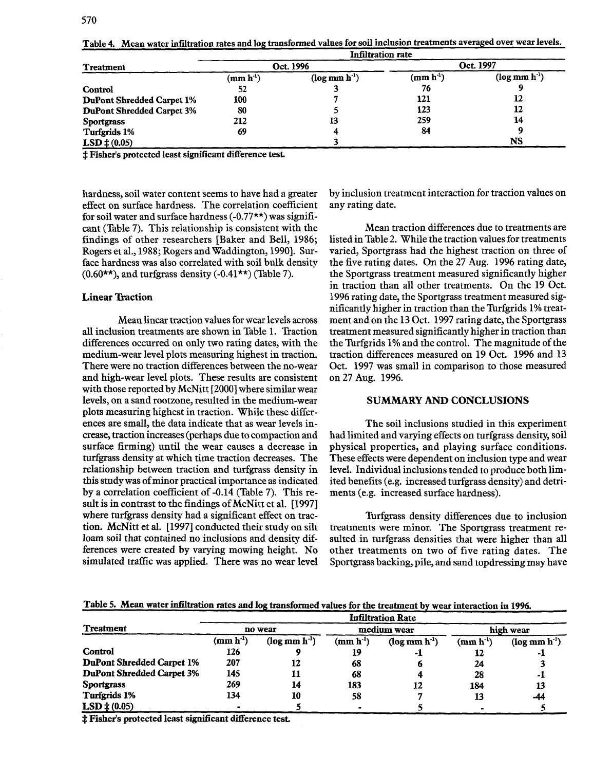Table 4. Mean water infiltration rates and log transformed values for soil inclusion treatments averaged over wear levels.

| Treatment | Infiltration rate | | | |
|---|---|---|---|---|
| | Oct. 1996 | | Oct. 1997 | |
| | ($mm\ h^{-1}$) | ($\log mm\ h^{-1}$) | ($mm\ h^{-1}$) | ($\log mm\ h^{-1}$) |
| **Control** | 52 | 3 | 76 | 9 |
| **DuPont Shredded Carpet 1%** | 100 | 7 | 121 | 12 |
| **DuPont Shredded Carpet 3%** | 80 | 5 | 123 | 12 |
| **Sportgrass** | 212 | 13 | 259 | 14 |
| **Turfgrids 1%** | 69 | 4 | 84 | 9 |
| **LSD ‡ (0.05)** | | 3 | | NS |

‡ Fisher's protected least significant difference test.

hardness, soil water content seems to have had a greater effect on surface hardness. The correlation coefficient for soil water and surface hardness (-0.77**) was significant (Table 7). This relationship is consistent with the findings of other researchers [Baker and Bell, 1986; Rogers et al., 1988; Rogers and Waddington, 1990]. Surface hardness was also correlated with soil bulk density (0.60**), and turfgrass density (-0.41**) (Table 7).

### Linear Traction

Mean linear traction values for wear levels across all inclusion treatments are shown in Table 1. Traction differences occurred on only two rating dates, with the medium-wear level plots measuring highest in traction. There were no traction differences between the no-wear and high-wear level plots. These results are consistent with those reported by McNitt [2000] where similar wear levels, on a sand rootzone, resulted in the medium-wear plots measuring highest in traction. While these differences are small, the data indicate that as wear levels increase, traction increases (perhaps due to compaction and surface firming) until the wear causes a decrease in turfgrass density at which time traction decreases. The relationship between traction and turfgrass density in this study was of minor practical importance as indicated by a correlation coefficient of -0.14 (Table 7). This result is in contrast to the findings of McNitt et al. [1997] where turfgrass density had a significant effect on traction. McNitt et al. [1997] conducted their study on silt loam soil that contained no inclusions and density differences were created by varying mowing height. No simulated traffic was applied. There was no wear level by inclusion treatment interaction for traction values on any rating date.

Mean traction differences due to treatments are listed in Table 2. While the traction values for treatments varied, Sportgrass had the highest traction on three of the five rating dates. On the 27 Aug. 1996 rating date, the Sportgrass treatment measured significantly higher in traction than all other treatments. On the 19 Oct. 1996 rating date, the Sportgrass treatment measured significantly higher in traction than the Turfgrids 1% treatment and on the 13 Oct. 1997 rating date, the Sportgrass treatment measured significantly higher in traction than the Turfgrids 1% and the control. The magnitude of the traction differences measured on 19 Oct. 1996 and 13 Oct. 1997 was small in comparison to those measured on 27 Aug. 1996.

## SUMMARY AND CONCLUSIONS

The soil inclusions studied in this experiment had limited and varying effects on turfgrass density, soil physical properties, and playing surface conditions. These effects were dependent on inclusion type and wear level. Individual inclusions tended to produce both limited benefits (e.g. increased turfgrass density) and detriments (e.g. increased surface hardness).

Turfgrass density differences due to inclusion treatments were minor. The Sportgrass treatment resulted in turfgrass densities that were higher than all other treatments on two of five rating dates. The Sportgrass backing, pile, and sand topdressing may have

Table 5. Mean water infiltration rates and log transformed values for the treatment by wear interaction in 1996.

| Treatment | Infiltration Rate | | | | | |
|---|---|---|---|---|---|---|
| | no wear | | medium wear | | high wear | |
| | ($mm\ h^{-1}$) | ($\log mm\ h^{-1}$) | ($mm\ h^{-1}$) | ($\log mm\ h^{-1}$) | ($mm\ h^{-1}$) | ($\log mm\ h^{-1}$) |
| **Control** | 126 | 9 | 19 | -1 | 12 | -1 |
| **DuPont Shredded Carpet 1%** | 207 | 12 | 68 | 6 | 24 | 3 |
| **DuPont Shredded Carpet 3%** | 145 | 11 | 68 | 4 | 28 | -1 |
| **Sportgrass** | 269 | 14 | 183 | 12 | 184 | 13 |
| **Turfgrids 1%** | 134 | 10 | 58 | 7 | 13 | -44 |
| **LSD ‡ (0.05)** | - | 5 | - | 5 | - | 5 |

‡ Fisher's protected least significant difference test.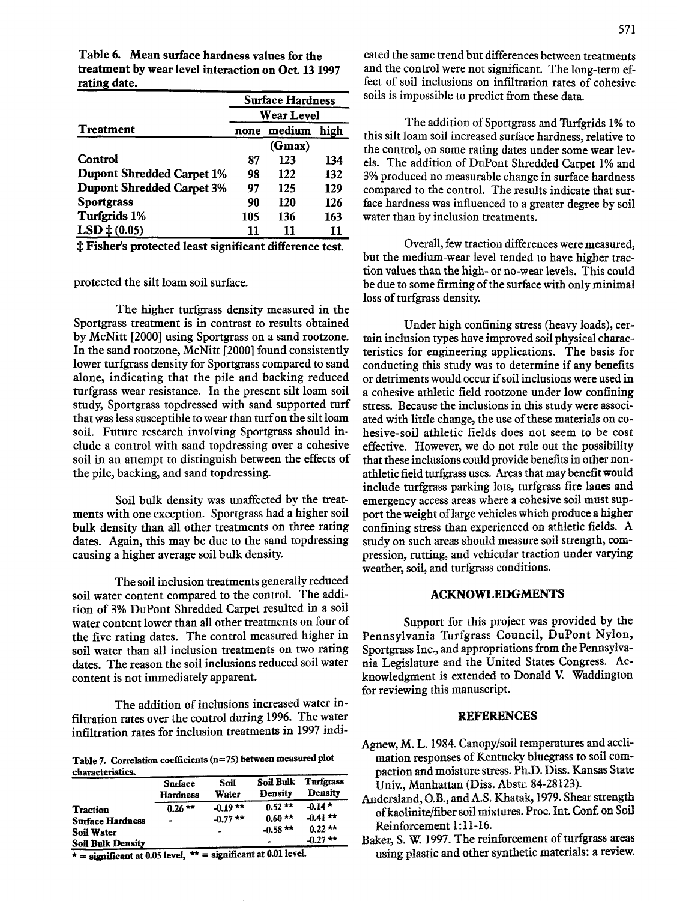**Table 6. Mean surface hardness values for the treatment by wear level interaction on Oct. 13 1997 rating date.**

| Treatment | Surface Hardness | | |
|---|---|---|---|
| | Wear Level | | |
| | none | medium | high |
| | | (Gmax) | |
| **Control** | 87 | 123 | 134 |
| **Dupont Shredded Carpet 1%** | 98 | 122 | 132 |
| **Dupont Shredded Carpet 3%** | 97 | 125 | 129 |
| **Sportgrass** | 90 | 120 | 126 |
| **Turfgrids 1%** | 105 | 136 | 163 |
| **LSD ‡ (0.05)** | 11 | 11 | 11 |

**‡ Fisher's protected least significant difference test.**

protected the silt loam soil surface.

The higher turfgrass density measured in the Sportgrass treatment is in contrast to results obtained by McNitt [2000] using Sportgrass on a sand rootzone. In the sand rootzone, McNitt [2000] found consistently lower turfgrass density for Sportgrass compared to sand alone, indicating that the pile and backing reduced turfgrass wear resistance. In the present silt loam soil study, Sportgrass topdressed with sand supported turf that was less susceptible to wear than turf on the silt loam soil. Future research involving Sportgrass should include a control with sand topdressing over a cohesive soil in an attempt to distinguish between the effects of the pile, backing, and sand topdressing.

Soil bulk density was unaffected by the treatments with one exception. Sportgrass had a higher soil bulk density than all other treatments on three rating dates. Again, this may be due to the sand topdressing causing a higher average soil bulk density.

The soil inclusion treatments generally reduced soil water content compared to the control. The addition of 3% DuPont Shredded Carpet resulted in a soil water content lower than all other treatments on four of the five rating dates. The control measured higher in soil water than all inclusion treatments on two rating dates. The reason the soil inclusions reduced soil water content is not immediately apparent.

The addition of inclusions increased water infiltration rates over the control during 1996. The water infiltration rates for inclusion treatments in 1997 indicated the same trend but differences between treatments and the control were not significant. The long-term effect of soil inclusions on infiltration rates of cohesive soils is impossible to predict from these data.

**Table 7. Correlation coefficients (n=75) between measured plot characteristics.**

| | Surface Hardness | Soil Water | Soil Bulk Density | Turfgrass Density |
|---|---|---|---|---|
| **Traction** | 0.26 ** | -0.19 ** | 0.52 ** | -0.14 * |
| **Surface Hardness** | - | -0.77 ** | 0.60 ** | -0.41 ** |
| **Soil Water** | | - | -0.58 ** | 0.22 ** |
| **Soil Bulk Density** | | | - | -0.27 ** |

* = significant at 0.05 level, ** = significant at 0.01 level.

The addition of Sportgrass and Turfgrids 1% to this silt loam soil increased surface hardness, relative to the control, on some rating dates under some wear levels. The addition of DuPont Shredded Carpet 1% and 3% produced no measurable change in surface hardness compared to the control. The results indicate that surface hardness was influenced to a greater degree by soil water than by inclusion treatments.

Overall, few traction differences were measured, but the medium-wear level tended to have higher traction values than the high- or no-wear levels. This could be due to some firming of the surface with only minimal loss of turfgrass density.

Under high confining stress (heavy loads), certain inclusion types have improved soil physical characteristics for engineering applications. The basis for conducting this study was to determine if any benefits or detriments would occur if soil inclusions were used in a cohesive athletic field rootzone under low confining stress. Because the inclusions in this study were associated with little change, the use of these materials on cohesive-soil athletic fields does not seem to be cost effective. However, we do not rule out the possibility that these inclusions could provide benefits in other non-athletic field turfgrass uses. Areas that may benefit would include turfgrass parking lots, turfgrass fire lanes and emergency access areas where a cohesive soil must support the weight of large vehicles which produce a higher confining stress than experienced on athletic fields. A study on such areas should measure soil strength, compression, rutting, and vehicular traction under varying weather, soil, and turfgrass conditions.

## ACKNOWLEDGMENTS

Support for this project was provided by the Pennsylvania Turfgrass Council, DuPont Nylon, Sportgrass Inc., and appropriations from the Pennsylvania Legislature and the United States Congress. Acknowledgment is extended to Donald V. Waddington for reviewing this manuscript.

## REFERENCES

Agnew, M. L. 1984. Canopy/soil temperatures and acclimation responses of Kentucky bluegrass to soil compaction and moisture stress. Ph.D. Diss. Kansas State Univ., Manhattan (Diss. Abstr. 84-28123).

Andersland, O.B., and A.S. Khatak, 1979. Shear strength of kaolinite/fiber soil mixtures. Proc. Int. Conf. on Soil Reinforcement 1:11-16.

Baker, S. W. 1997. The reinforcement of turfgrass areas using plastic and other synthetic materials: a review.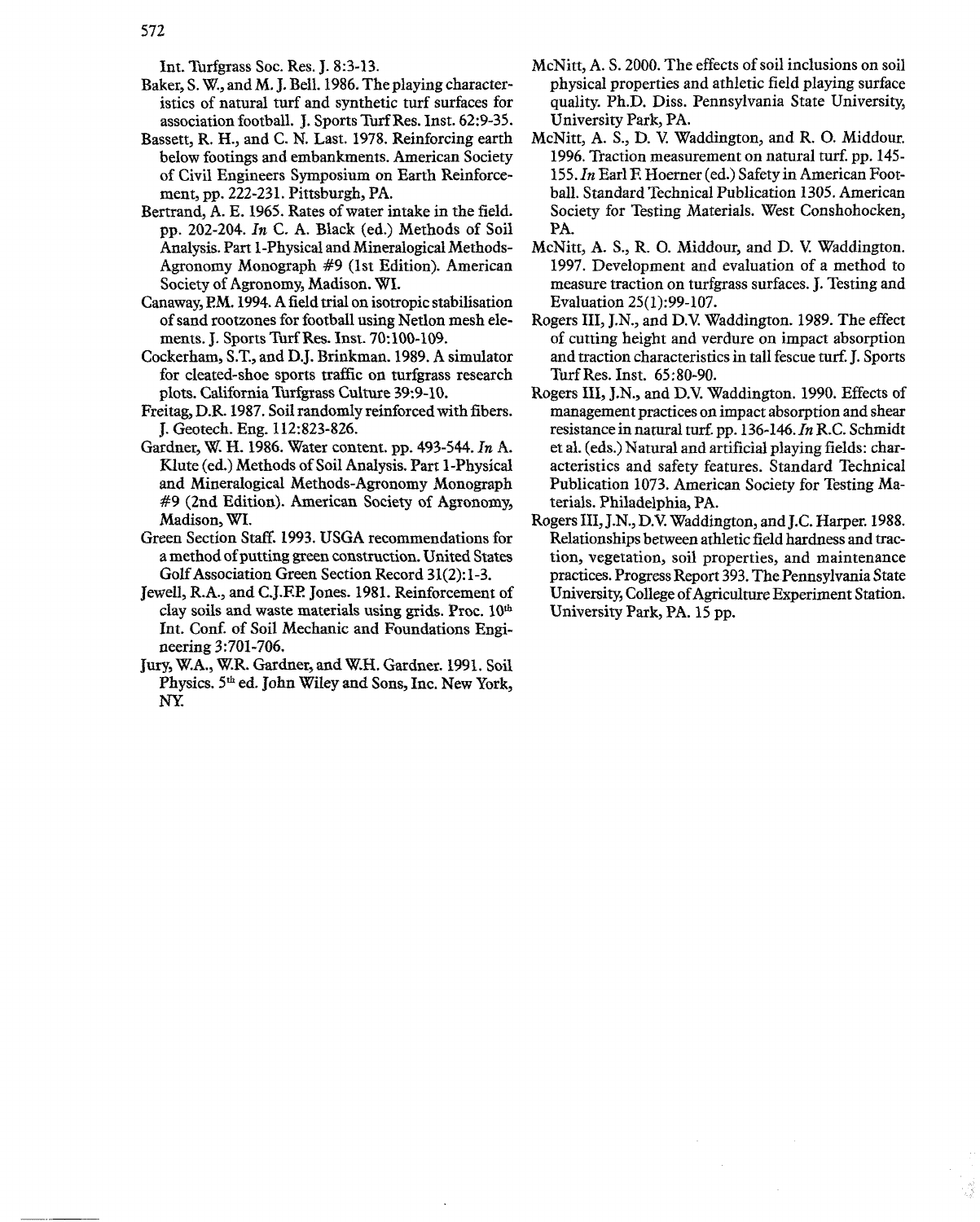Int. Turfgrass Soc. Res. J. 8:3-13.

Baker, S. W., and M. J. Bell. 1986. The playing characteristics of natural turf and synthetic turf surfaces for association football. J. Sports Turf Res. Inst. 62:9-35.

Bassett, R. H., and C. N. Last. 1978. Reinforcing earth below footings and embankments. American Society of Civil Engineers Symposium on Earth Reinforcement, pp. 222-231. Pittsburgh, PA.

Bertrand, A. E. 1965. Rates of water intake in the field. pp. 202-204. *In* C. A. Black (ed.) Methods of Soil Analysis. Part 1-Physical and Mineralogical Methods-Agronomy Monograph #9 (1st Edition). American Society of Agronomy, Madison. WI.

Canaway, P.M. 1994. A field trial on isotropic stabilisation of sand rootzones for football using Netlon mesh elements. J. Sports Turf Res. Inst. 70:100-109.

Cockerham, S.T., and D.J. Brinkman. 1989. A simulator for cleated-shoe sports traffic on turfgrass research plots. California Turfgrass Culture 39:9-10.

Freitag, D.R. 1987. Soil randomly reinforced with fibers. J. Geotech. Eng. 112:823-826.

Gardner, W. H. 1986. Water content. pp. 493-544. *In* A. Klute (ed.) Methods of Soil Analysis. Part 1-Physical and Mineralogical Methods-Agronomy Monograph #9 (2nd Edition). American Society of Agronomy, Madison, WI.

Green Section Staff. 1993. USGA recommendations for a method of putting green construction. United States Golf Association Green Section Record 31(2):1-3.

Jewell, R.A., and C.J.F.P. Jones. 1981. Reinforcement of clay soils and waste materials using grids. Proc. 10th Int. Conf. of Soil Mechanic and Foundations Engineering 3:701-706.

Jury, W.A., W.R. Gardner, and W.H. Gardner. 1991. Soil Physics. 5th ed. John Wiley and Sons, Inc. New York, NY.

McNitt, A. S. 2000. The effects of soil inclusions on soil physical properties and athletic field playing surface quality. Ph.D. Diss. Pennsylvania State University, University Park, PA.

McNitt, A. S., D. V. Waddington, and R. O. Middour. 1996. Traction measurement on natural turf. pp. 145-155. *In* Earl F. Hoerner (ed.) Safety in American Football. Standard Technical Publication 1305. American Society for Testing Materials. West Conshohocken, PA.

McNitt, A. S., R. O. Middour, and D. V. Waddington. 1997. Development and evaluation of a method to measure traction on turfgrass surfaces. J. Testing and Evaluation 25(1):99-107.

Rogers III, J.N., and D.V. Waddington. 1989. The effect of cutting height and verdure on impact absorption and traction characteristics in tall fescue turf. J. Sports Turf Res. Inst. 65:80-90.

Rogers III, J.N., and D.V. Waddington. 1990. Effects of management practices on impact absorption and shear resistance in natural turf. pp. 136-146. *In* R.C. Schmidt et al. (eds.) Natural and artificial playing fields: characteristics and safety features. Standard Technical Publication 1073. American Society for Testing Materials. Philadelphia, PA.

Rogers III, J.N., D.V. Waddington, and J.C. Harper. 1988. Relationships between athletic field hardness and traction, vegetation, soil properties, and maintenance practices. Progress Report 393. The Pennsylvania State University, College of Agriculture Experiment Station. University Park, PA. 15 pp.